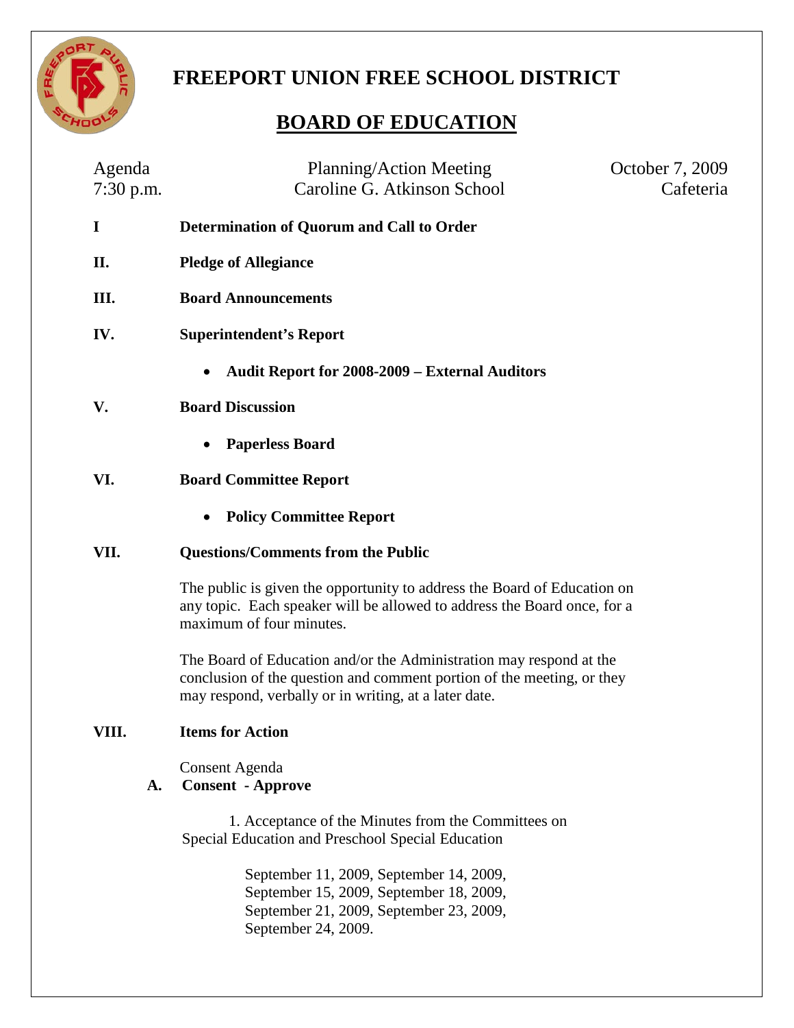# FREEPORT UNION FREE SCHOOL DISTRICT

## BOARD OF EDUCATION

Agenda  
7:30 p.m.

Planning/Action Meeting  
Caroline G. Atkinson School

October 7, 2009  
Cafeteria

**I Determination of Quorum and Call to Order**

**II. Pledge of Allegiance**

**III. Board Announcements**

**IV. Superintendent's Report**

- **Audit Report for 2008-2009 – External Auditors**

**V. Board Discussion**

- **Paperless Board**

**VI. Board Committee Report**

- **Policy Committee Report**

**VII. Questions/Comments from the Public**

The public is given the opportunity to address the Board of Education on any topic. Each speaker will be allowed to address the Board once, for a maximum of four minutes.

The Board of Education and/or the Administration may respond at the conclusion of the question and comment portion of the meeting, or they may respond, verbally or in writing, at a later date.

**VIII. Items for Action**

Consent Agenda

**A. Consent - Approve**

1. Acceptance of the Minutes from the Committees on Special Education and Preschool Special Education

September 11, 2009, September 14, 2009, September 15, 2009, September 18, 2009, September 21, 2009, September 23, 2009, September 24, 2009.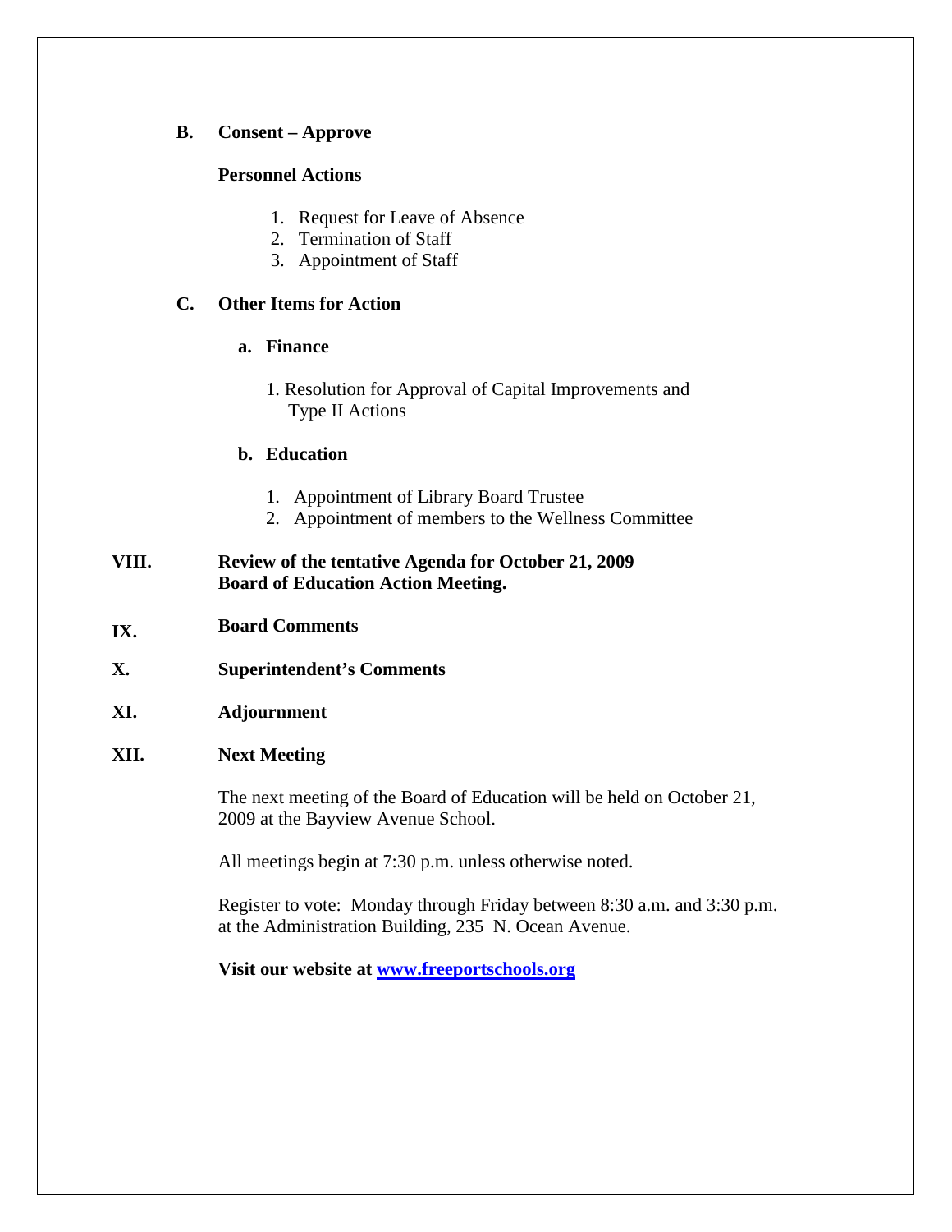**B. Consent – Approve**

**Personnel Actions**

1. Request for Leave of Absence
2. Termination of Staff
3. Appointment of Staff

**C. Other Items for Action**

**a. Finance**

1. Resolution for Approval of Capital Improvements and Type II Actions

**b. Education**

1. Appointment of Library Board Trustee
2. Appointment of members to the Wellness Committee

**VIII. Review of the tentative Agenda for October 21, 2009 Board of Education Action Meeting.**

**IX. Board Comments**

**X. Superintendent's Comments**

**XI. Adjournment**

**XII. Next Meeting**

The next meeting of the Board of Education will be held on October 21, 2009 at the Bayview Avenue School.

All meetings begin at 7:30 p.m. unless otherwise noted.

Register to vote: Monday through Friday between 8:30 a.m. and 3:30 p.m. at the Administration Building, 235 N. Ocean Avenue.

**Visit our website at [www.freeportschools.org](http://www.freeportschools.org)**